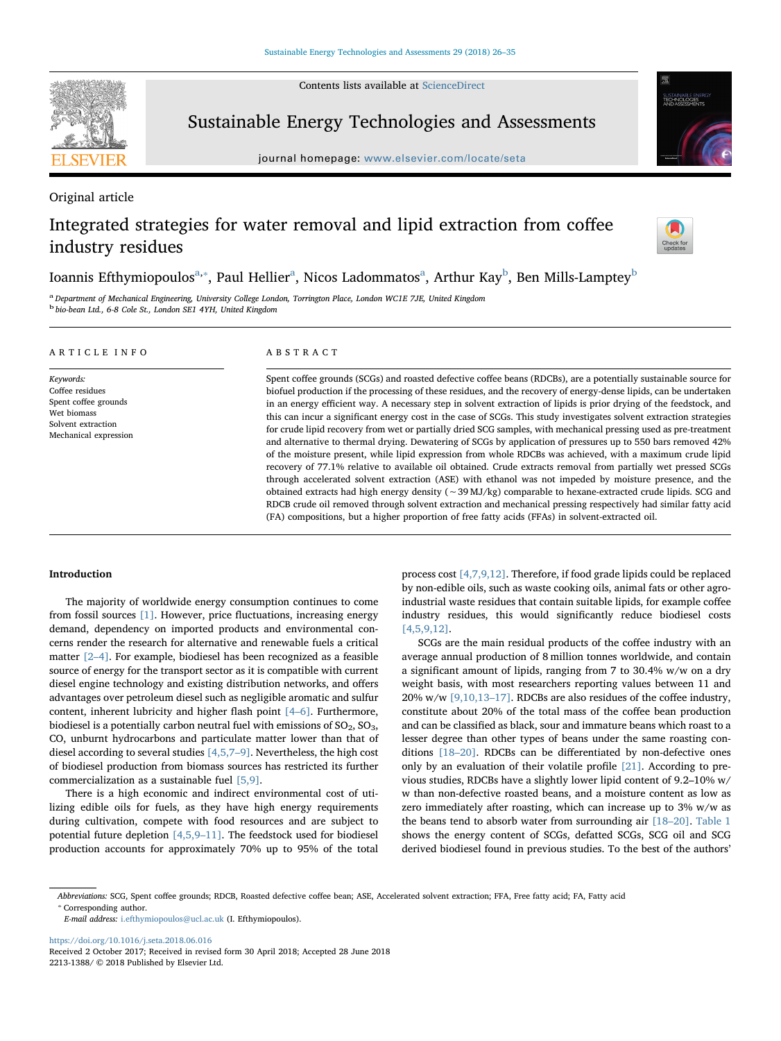Original article

# Integrated strategies for water removal and lipid extraction from coffee industry residues

Ioannis Efthymiopoulos[a,*], Paul Hellier[a], Nicos Ladommatos[a], Arthur Kay[b], Ben Mills-Lamptey[b]

[a] Department of Mechanical Engineering, University College London, Torrington Place, London WC1E 7JE, United Kingdom
[b] bio-bean Ltd., 6-8 Cole St., London SE1 4YH, United Kingdom

## ARTICLE INFO

*Keywords:*
Coffee residues
Spent coffee grounds
Wet biomass
Solvent extraction
Mechanical expression

## ABSTRACT

Spent coffee grounds (SCGs) and roasted defective coffee beans (RDCBs), are a potentially sustainable source for biofuel production if the processing of these residues, and the recovery of energy-dense lipids, can be undertaken in an energy efficient way. A necessary step in solvent extraction of lipids is prior drying of the feedstock, and this can incur a significant energy cost in the case of SCGs. This study investigates solvent extraction strategies for crude lipid recovery from wet or partially dried SCG samples, with mechanical pressing used as pre-treatment and alternative to thermal drying. Dewatering of SCGs by application of pressures up to 550 bars removed 42% of the moisture present, while lipid expression from whole RDCBs was achieved, with a maximum crude lipid recovery of 77.1% relative to available oil obtained. Crude extracts removal from partially wet pressed SCGs through accelerated solvent extraction (ASE) with ethanol was not impeded by moisture presence, and the obtained extracts had high energy density (~39 MJ/kg) comparable to hexane-extracted crude lipids. SCG and RDCB crude oil removed through solvent extraction and mechanical pressing respectively had similar fatty acid (FA) compositions, but a higher proportion of free fatty acids (FFAs) in solvent-extracted oil.

## Introduction

The majority of worldwide energy consumption continues to come from fossil sources [1]. However, price fluctuations, increasing energy demand, dependency on imported products and environmental concerns render the research for alternative and renewable fuels a critical matter [2–4]. For example, biodiesel has been recognized as a feasible source of energy for the transport sector as it is compatible with current diesel engine technology and existing distribution networks, and offers advantages over petroleum diesel such as negligible aromatic and sulfur content, inherent lubricity and higher flash point [4–6]. Furthermore, biodiesel is a potentially carbon neutral fuel with emissions of $SO_2$, $SO_3$, CO, unburnt hydrocarbons and particulate matter lower than that of diesel according to several studies [4,5,7–9]. Nevertheless, the high cost of biodiesel production from biomass sources has restricted its further commercialization as a sustainable fuel [5,9].

There is a high economic and indirect environmental cost of utilizing edible oils for fuels, as they have high energy requirements during cultivation, compete with food resources and are subject to potential future depletion [4,5,9–11]. The feedstock used for biodiesel production accounts for approximately 70% up to 95% of the total process cost [4,7,9,12]. Therefore, if food grade lipids could be replaced by non-edible oils, such as waste cooking oils, animal fats or other agro-industrial waste residues that contain suitable lipids, for example coffee industry residues, this would significantly reduce biodiesel costs [4,5,9,12].

SCGs are the main residual products of the coffee industry with an average annual production of 8 million tonnes worldwide, and contain a significant amount of lipids, ranging from 7 to 30.4% w/w on a dry weight basis, with most researchers reporting values between 11 and 20% w/w [9,10,13–17]. RDCBs are also residues of the coffee industry, constitute about 20% of the total mass of the coffee bean production and can be classified as black, sour and immature beans which roast to a lesser degree than other types of beans under the same roasting conditions [18–20]. RDCBs can be differentiated by non-defective ones only by an evaluation of their volatile profile [21]. According to previous studies, RDCBs have a slightly lower lipid content of 9.2–10% w/w than non-defective roasted beans, and a moisture content as low as zero immediately after roasting, which can increase up to 3% w/w as the beans tend to absorb water from surrounding air [18–20]. Table 1 shows the energy content of SCGs, defatted SCGs, SCG oil and SCG derived biodiesel found in previous studies. To the best of the authors'

---

*Abbreviations:* SCG, Spent coffee grounds; RDCB, Roasted defective coffee bean; ASE, Accelerated solvent extraction; FFA, Free fatty acid; FA, Fatty acid

* Corresponding author.

*E-mail address:* i.efthymiopoulos@ucl.ac.uk (I. Efthymiopoulos).

https://doi.org/10.1016/j.seta.2018.06.016
Received 2 October 2017; Received in revised form 30 April 2018; Accepted 28 June 2018
2213-1388/ © 2018 Published by Elsevier Ltd.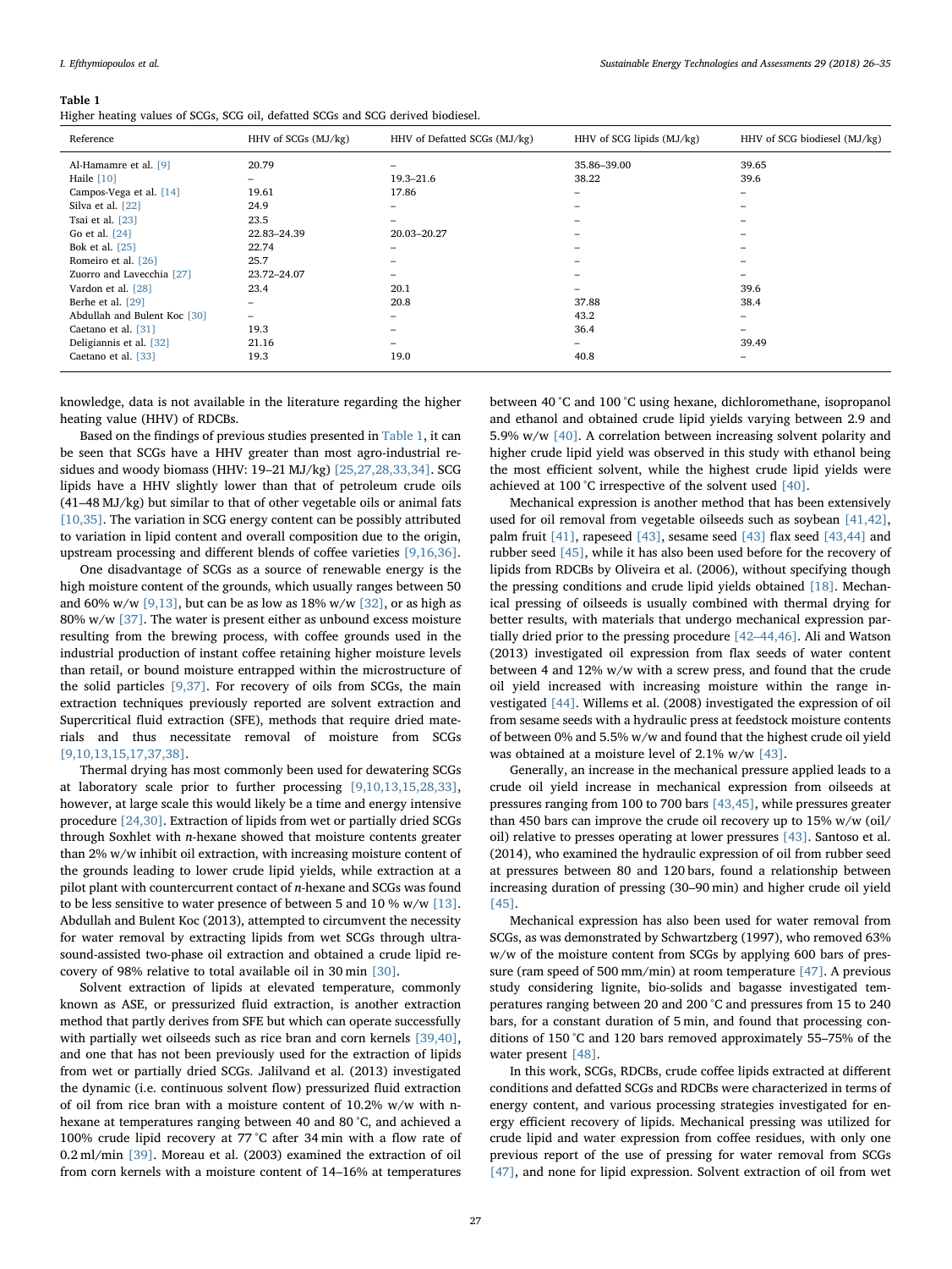**Table 1**
Higher heating values of SCGs, SCG oil, defatted SCGs and SCG derived biodiesel.

| Reference | HHV of SCGs (MJ/kg) | HHV of Defatted SCGs (MJ/kg) | HHV of SCG lipids (MJ/kg) | HHV of SCG biodiesel (MJ/kg) |
|---|---|---|---|---|
| Al-Hamamre et al. [9] | 20.79 | – | 35.86–39.00 | 39.65 |
| Haile [10] | – | 19.3–21.6 | 38.22 | 39.6 |
| Campos-Vega et al. [14] | 19.61 | 17.86 | – | – |
| Silva et al. [22] | 24.9 | – | – | – |
| Tsai et al. [23] | 23.5 | – | – | – |
| Go et al. [24] | 22.83–24.39 | 20.03–20.27 | – | – |
| Bok et al. [25] | 22.74 | – | – | – |
| Romeiro et al. [26] | 25.7 | – | – | – |
| Zuorro and Lavecchia [27] | 23.72–24.07 | – | – | – |
| Vardon et al. [28] | 23.4 | 20.1 | – | 39.6 |
| Berhe et al. [29] | – | 20.8 | 37.88 | 38.4 |
| Abdullah and Bulent Koc [30] | – | – | 43.2 | – |
| Caetano et al. [31] | 19.3 | – | 36.4 | – |
| Deligiannis et al. [32] | 21.16 | – | – | 39.49 |
| Caetano et al. [33] | 19.3 | 19.0 | 40.8 | – |

knowledge, data is not available in the literature regarding the higher heating value (HHV) of RDCBs.

Based on the findings of previous studies presented in Table 1, it can be seen that SCGs have a HHV greater than most agro-industrial residues and woody biomass (HHV: 19–21 MJ/kg) [25,27,28,33,34]. SCG lipids have a HHV slightly lower than that of petroleum crude oils (41–48 MJ/kg) but similar to that of other vegetable oils or animal fats [10,35]. The variation in SCG energy content can be possibly attributed to variation in lipid content and overall composition due to the origin, upstream processing and different blends of coffee varieties [9,16,36].

One disadvantage of SCGs as a source of renewable energy is the high moisture content of the grounds, which usually ranges between 50 and 60% w/w [9,13], but can be as low as 18% w/w [32], or as high as 80% w/w [37]. The water is present either as unbound excess moisture resulting from the brewing process, with coffee grounds used in the industrial production of instant coffee retaining higher moisture levels than retail, or bound moisture entrapped within the microstructure of the solid particles [9,37]. For recovery of oils from SCGs, the main extraction techniques previously reported are solvent extraction and Supercritical fluid extraction (SFE), methods that require dried materials and thus necessitate removal of moisture from SCGs [9,10,13,15,17,37,38].

Thermal drying has most commonly been used for dewatering SCGs at laboratory scale prior to further processing [9,10,13,15,28,33], however, at large scale this would likely be a time and energy intensive procedure [24,30]. Extraction of lipids from wet or partially dried SCGs through Soxhlet with *n*-hexane showed that moisture contents greater than 2% w/w inhibit oil extraction, with increasing moisture content of the grounds leading to lower crude lipid yields, while extraction at a pilot plant with countercurrent contact of *n*-hexane and SCGs was found to be less sensitive to water presence of between 5 and 10 % w/w [13]. Abdullah and Bulent Koc (2013), attempted to circumvent the necessity for water removal by extracting lipids from wet SCGs through ultrasound-assisted two-phase oil extraction and obtained a crude lipid recovery of 98% relative to total available oil in 30 min [30].

Solvent extraction of lipids at elevated temperature, commonly known as ASE, or pressurized fluid extraction, is another extraction method that partly derives from SFE but which can operate successfully with partially wet oilseeds such as rice bran and corn kernels [39,40], and one that has not been previously used for the extraction of lipids from wet or partially dried SCGs. Jalilvand et al. (2013) investigated the dynamic (i.e. continuous solvent flow) pressurized fluid extraction of oil from rice bran with a moisture content of 10.2% w/w with *n*-hexane at temperatures ranging between 40 and 80 °C, and achieved a 100% crude lipid recovery at 77 °C after 34 min with a flow rate of 0.2 ml/min [39]. Moreau et al. (2003) examined the extraction of oil from corn kernels with a moisture content of 14–16% at temperatures between 40 °C and 100 °C using hexane, dichloromethane, isopropanol and ethanol and obtained crude lipid yields varying between 2.9 and 5.9% w/w [40]. A correlation between increasing solvent polarity and higher crude lipid yield was observed in this study with ethanol being the most efficient solvent, while the highest crude lipid yields were achieved at 100 °C irrespective of the solvent used [40].

Mechanical expression is another method that has been extensively used for oil removal from vegetable oilseeds such as soybean [41,42], palm fruit [41], rapeseed [43], sesame seed [43] flax seed [43,44] and rubber seed [45], while it has also been used before for the recovery of lipids from RDCBs by Oliveira et al. (2006), without specifying though the pressing conditions and crude lipid yields obtained [18]. Mechanical pressing of oilseeds is usually combined with thermal drying for better results, with materials that undergo mechanical expression partially dried prior to the pressing procedure [42–44,46]. Ali and Watson (2013) investigated oil expression from flax seeds of water content between 4 and 12% w/w with a screw press, and found that the crude oil yield increased with increasing moisture within the range investigated [44]. Willems et al. (2008) investigated the expression of oil from sesame seeds with a hydraulic press at feedstock moisture contents of between 0% and 5.5% w/w and found that the highest crude oil yield was obtained at a moisture level of 2.1% w/w [43].

Generally, an increase in the mechanical pressure applied leads to a crude oil yield increase in mechanical expression from oilseeds at pressures ranging from 100 to 700 bars [43,45], while pressures greater than 450 bars can improve the crude oil recovery up to 15% w/w (oil/oil) relative to presses operating at lower pressures [43]. Santoso et al. (2014), who examined the hydraulic expression of oil from rubber seed at pressures between 80 and 120 bars, found a relationship between increasing duration of pressing (30–90 min) and higher crude oil yield [45].

Mechanical expression has also been used for water removal from SCGs, as was demonstrated by Schwartzberg (1997), who removed 63% w/w of the moisture content from SCGs by applying 600 bars of pressure (ram speed of 500 mm/min) at room temperature [47]. A previous study considering lignite, bio-solids and bagasse investigated temperatures ranging between 20 and 200 °C and pressures from 15 to 240 bars, for a constant duration of 5 min, and found that processing conditions of 150 °C and 120 bars removed approximately 55–75% of the water present [48].

In this work, SCGs, RDCBs, crude coffee lipids extracted at different conditions and defatted SCGs and RDCBs were characterized in terms of energy content, and various processing strategies investigated for energy efficient recovery of lipids. Mechanical pressing was utilized for crude lipid and water expression from coffee residues, with only one previous report of the use of pressing for water removal from SCGs [47], and none for lipid expression. Solvent extraction of oil from wet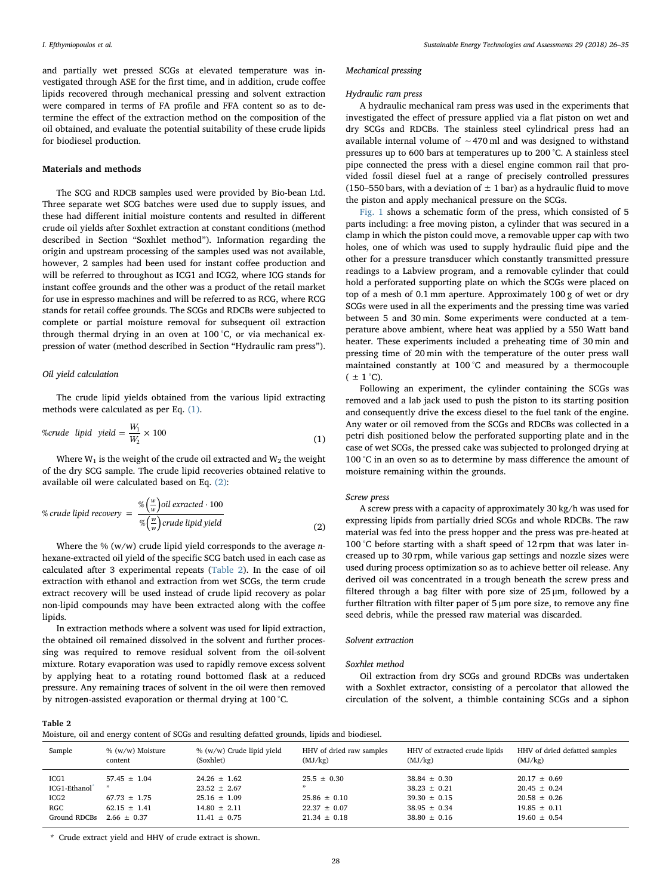and partially wet pressed SCGs at elevated temperature was investigated through ASE for the first time, and in addition, crude coffee lipids recovered through mechanical pressing and solvent extraction were compared in terms of FA profile and FFA content so as to determine the effect of the extraction method on the composition of the oil obtained, and evaluate the potential suitability of these crude lipids for biodiesel production.

## Materials and methods

The SCG and RDCB samples used were provided by Bio-bean Ltd. Three separate wet SCG batches were used due to supply issues, and these had different initial moisture contents and resulted in different crude oil yields after Soxhlet extraction at constant conditions (method described in Section "Soxhlet method"). Information regarding the origin and upstream processing of the samples used was not available, however, 2 samples had been used for instant coffee production and will be referred to throughout as ICG1 and ICG2, where ICG stands for instant coffee grounds and the other was a product of the retail market for use in espresso machines and will be referred to as RCG, where RCG stands for retail coffee grounds. The SCGs and RDCBs were subjected to complete or partial moisture removal for subsequent oil extraction through thermal drying in an oven at 100 °C, or via mechanical expression of water (method described in Section "Hydraulic ram press").

### *Oil yield calculation*

The crude lipid yields obtained from the various lipid extracting methods were calculated as per Eq. (1).

$$\%crude \quad lipid \quad yield = \frac{W_1}{W_2} \times 100 \tag{1}$$

Where $W_1$ is the weight of the crude oil extracted and $W_2$ the weight of the dry SCG sample. The crude lipid recoveries obtained relative to available oil were calculated based on Eq. (2):

$$\% \, crude \, lipid \, recovery \; = \; \frac{\% \left(\frac{w}{w}\right) oil \; exracted \cdot 100}{\% \left(\frac{w}{w}\right) crude \; lipid \; yield} \tag{2}$$

Where the % (w/w) crude lipid yield corresponds to the average *n*-hexane-extracted oil yield of the specific SCG batch used in each case as calculated after 3 experimental repeats (Table 2). In the case of oil extraction with ethanol and extraction from wet SCGs, the term crude extract recovery will be used instead of crude lipid recovery as polar non-lipid compounds may have been extracted along with the coffee lipids.

In extraction methods where a solvent was used for lipid extraction, the obtained oil remained dissolved in the solvent and further processing was required to remove residual solvent from the oil-solvent mixture. Rotary evaporation was used to rapidly remove excess solvent by applying heat to a rotating round bottomed flask at a reduced pressure. Any remaining traces of solvent in the oil were then removed by nitrogen-assisted evaporation or thermal drying at 100 °C.

### *Mechanical pressing*

#### *Hydraulic ram press*

A hydraulic mechanical ram press was used in the experiments that investigated the effect of pressure applied via a flat piston on wet and dry SCGs and RDCBs. The stainless steel cylindrical press had an available internal volume of ~470 ml and was designed to withstand pressures up to 600 bars at temperatures up to 200 °C. A stainless steel pipe connected the press with a diesel engine common rail that provided fossil diesel fuel at a range of precisely controlled pressures (150–550 bars, with a deviation of ± 1 bar) as a hydraulic fluid to move the piston and apply mechanical pressure on the SCGs.

Fig. 1 shows a schematic form of the press, which consisted of 5 parts including: a free moving piston, a cylinder that was secured in a clamp in which the piston could move, a removable upper cap with two holes, one of which was used to supply hydraulic fluid pipe and the other for a pressure transducer which constantly transmitted pressure readings to a Labview program, and a removable cylinder that could hold a perforated supporting plate on which the SCGs were placed on top of a mesh of 0.1 mm aperture. Approximately 100 g of wet or dry SCGs were used in all the experiments and the pressing time was varied between 5 and 30 min. Some experiments were conducted at a temperature above ambient, where heat was applied by a 550 Watt band heater. These experiments included a preheating time of 30 min and pressing time of 20 min with the temperature of the outer press wall maintained constantly at 100 °C and measured by a thermocouple (± 1 °C).

Following an experiment, the cylinder containing the SCGs was removed and a lab jack used to push the piston to its starting position and consequently drive the excess diesel to the fuel tank of the engine. Any water or oil removed from the SCGs and RDCBs was collected in a petri dish positioned below the perforated supporting plate and in the case of wet SCGs, the pressed cake was subjected to prolonged drying at 100 °C in an oven so as to determine by mass difference the amount of moisture remaining within the grounds.

#### *Screw press*

A screw press with a capacity of approximately 30 kg/h was used for expressing lipids from partially dried SCGs and whole RDCBs. The raw material was fed into the press hopper and the press was pre-heated at 100 °C before starting with a shaft speed of 12 rpm that was later increased up to 30 rpm, while various gap settings and nozzle sizes were used during process optimization so as to achieve better oil release. Any derived oil was concentrated in a trough beneath the screw press and filtered through a bag filter with pore size of 25 μm, followed by a further filtration with filter paper of 5 μm pore size, to remove any fine seed debris, while the pressed raw material was discarded.

### *Solvent extraction*

#### *Soxhlet method*

Oil extraction from dry SCGs and ground RDCBs was undertaken with a Soxhlet extractor, consisting of a percolator that allowed the circulation of the solvent, a thimble containing SCGs and a siphon

**Table 2**
Moisture, oil and energy content of SCGs and resulting defatted grounds, lipids and biodiesel.

| Sample | % (w/w) Moisture content | % (w/w) Crude lipid yield (Soxhlet) | HHV of dried raw samples (MJ/kg) | HHV of extracted crude lipids (MJ/kg) | HHV of dried defatted samples (MJ/kg) |
|---|---|---|---|---|---|
| ICG1 | 57.45 ± 1.04 | 24.26 ± 1.62 | 25.5 ± 0.30 | 38.84 ± 0.30 | 20.17 ± 0.69 |
| ICG1-Ethanol* | " | 23.52 ± 2.67 | " | 38.23 ± 0.21 | 20.45 ± 0.24 |
| ICG2 | 67.73 ± 1.75 | 25.16 ± 1.09 | 25.86 ± 0.10 | 39.30 ± 0.15 | 20.58 ± 0.26 |
| RGC | 62.15 ± 1.41 | 14.80 ± 2.11 | 22.37 ± 0.07 | 38.95 ± 0.34 | 19.85 ± 0.11 |
| Ground RDCBs | 2.66 ± 0.37 | 11.41 ± 0.75 | 21.34 ± 0.18 | 38.80 ± 0.16 | 19.60 ± 0.54 |

\* Crude extract yield and HHV of crude extract is shown.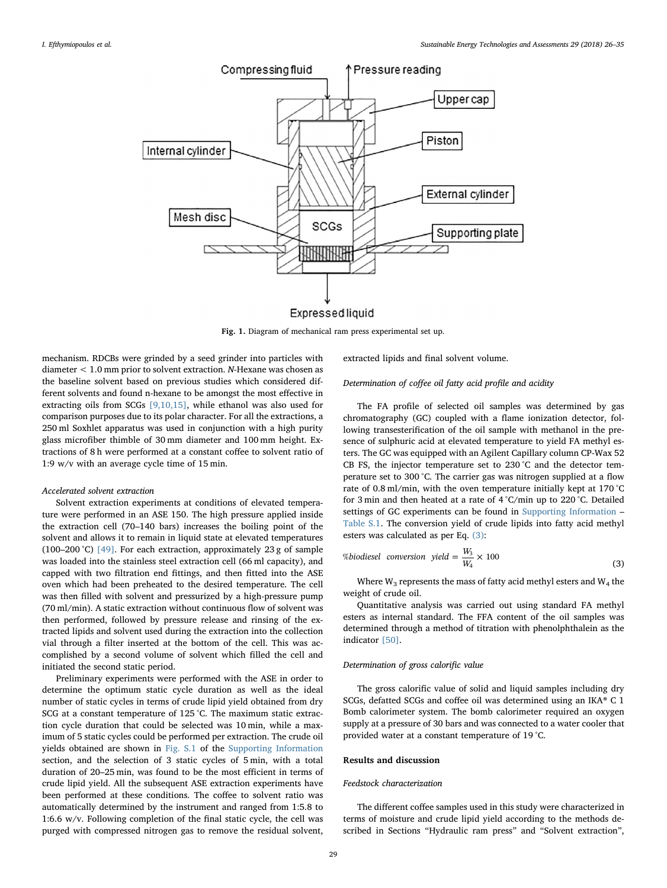Fig. 1. Diagram of mechanical ram press experimental set up.

mechanism. RDCBs were grinded by a seed grinder into particles with diameter < 1.0 mm prior to solvent extraction. *N*-Hexane was chosen as the baseline solvent based on previous studies which considered different solvents and found n-hexane to be amongst the most effective in extracting oils from SCGs [9,10,15], while ethanol was also used for comparison purposes due to its polar character. For all the extractions, a 250 ml Soxhlet apparatus was used in conjunction with a high purity glass microfiber thimble of 30 mm diameter and 100 mm height. Extractions of 8 h were performed at a constant coffee to solvent ratio of 1:9 w/v with an average cycle time of 15 min.

*Accelerated solvent extraction*

Solvent extraction experiments at conditions of elevated temperature were performed in an ASE 150. The high pressure applied inside the extraction cell (70–140 bars) increases the boiling point of the solvent and allows it to remain in liquid state at elevated temperatures (100–200 °C) [49]. For each extraction, approximately 23 g of sample was loaded into the stainless steel extraction cell (66 ml capacity), and capped with two filtration end fittings, and then fitted into the ASE oven which had been preheated to the desired temperature. The cell was then filled with solvent and pressurized by a high-pressure pump (70 ml/min). A static extraction without continuous flow of solvent was then performed, followed by pressure release and rinsing of the extracted lipids and solvent used during the extraction into the collection vial through a filter inserted at the bottom of the cell. This was accomplished by a second volume of solvent which filled the cell and initiated the second static period.

Preliminary experiments were performed with the ASE in order to determine the optimum static cycle duration as well as the ideal number of static cycles in terms of crude lipid yield obtained from dry SCG at a constant temperature of 125 °C. The maximum static extraction cycle duration that could be selected was 10 min, while a maximum of 5 static cycles could be performed per extraction. The crude oil yields obtained are shown in Fig. S.1 of the Supporting Information section, and the selection of 3 static cycles of 5 min, with a total duration of 20–25 min, was found to be the most efficient in terms of crude lipid yield. All the subsequent ASE extraction experiments have been performed at these conditions. The coffee to solvent ratio was automatically determined by the instrument and ranged from 1:5.8 to 1:6.6 w/v. Following completion of the final static cycle, the cell was purged with compressed nitrogen gas to remove the residual solvent, extracted lipids and final solvent volume.

*Determination of coffee oil fatty acid profile and acidity*

The FA profile of selected oil samples was determined by gas chromatography (GC) coupled with a flame ionization detector, following transesterification of the oil sample with methanol in the presence of sulphuric acid at elevated temperature to yield FA methyl esters. The GC was equipped with an Agilent Capillary column CP-Wax 52 CB FS, the injector temperature set to 230 °C and the detector temperature set to 300 °C. The carrier gas was nitrogen supplied at a flow rate of 0.8 ml/min, with the oven temperature initially kept at 170 °C for 3 min and then heated at a rate of 4 °C/min up to 220 °C. Detailed settings of GC experiments can be found in Supporting Information – Table S.1. The conversion yield of crude lipids into fatty acid methyl esters was calculated as per Eq. (3):

$$\%biodiesel\ \ conversion\ \ yield = \frac{W_3}{W_4} \times 100 \tag{3}$$

Where $W_3$ represents the mass of fatty acid methyl esters and $W_4$ the weight of crude oil.

Quantitative analysis was carried out using standard FA methyl esters as internal standard. The FFA content of the oil samples was determined through a method of titration with phenolphthalein as the indicator [50].

*Determination of gross calorific value*

The gross calorific value of solid and liquid samples including dry SCGs, defatted SCGs and coffee oil was determined using an IKA® C 1 Bomb calorimeter system. The bomb calorimeter required an oxygen supply at a pressure of 30 bars and was connected to a water cooler that provided water at a constant temperature of 19 °C.

## Results and discussion

*Feedstock characterization*

The different coffee samples used in this study were characterized in terms of moisture and crude lipid yield according to the methods described in Sections "Hydraulic ram press" and "Solvent extraction",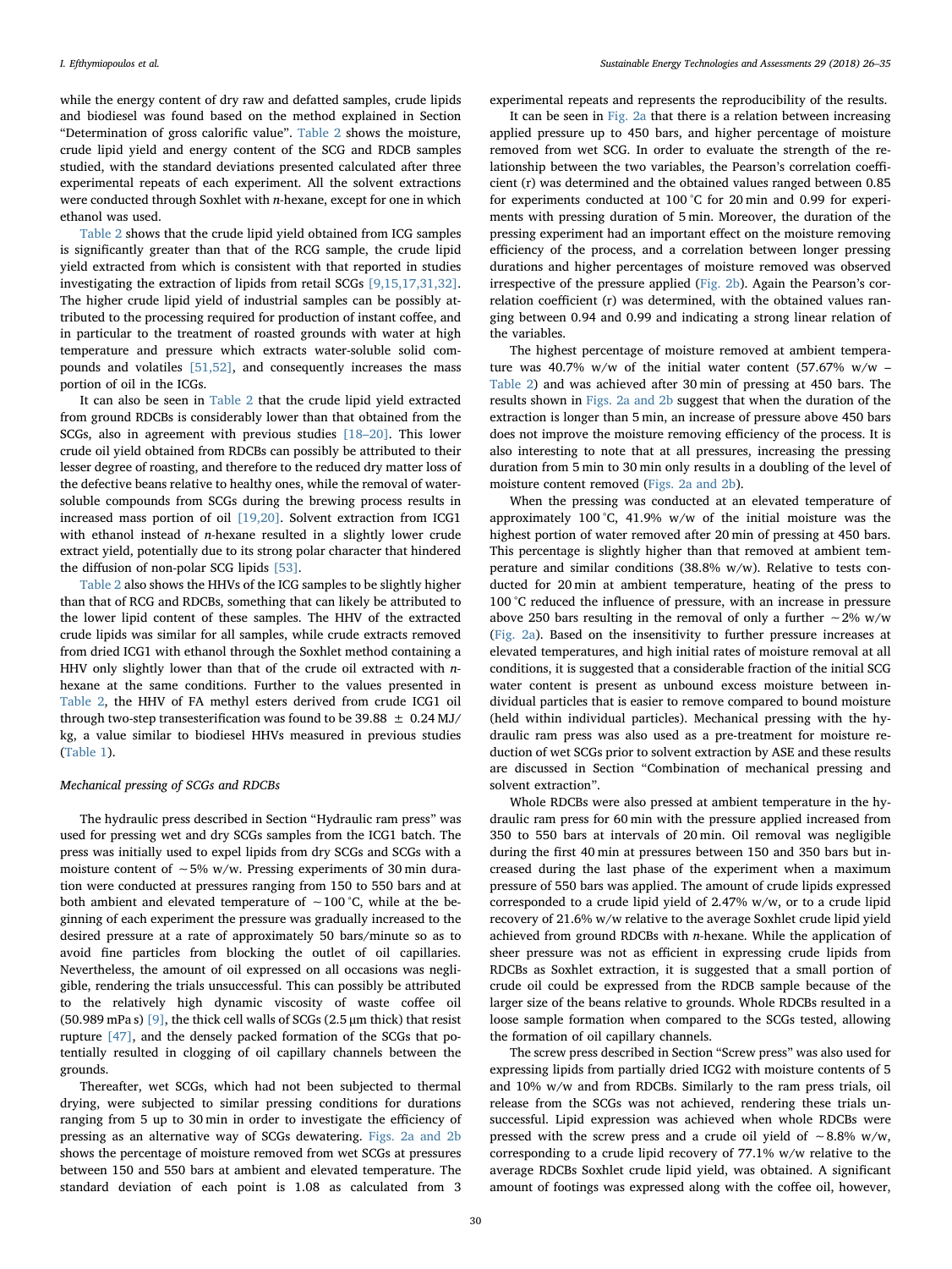while the energy content of dry raw and defatted samples, crude lipids and biodiesel was found based on the method explained in Section "Determination of gross calorific value". Table 2 shows the moisture, crude lipid yield and energy content of the SCG and RDCB samples studied, with the standard deviations presented calculated after three experimental repeats of each experiment. All the solvent extractions were conducted through Soxhlet with *n*-hexane, except for one in which ethanol was used.

Table 2 shows that the crude lipid yield obtained from ICG samples is significantly greater than that of the RCG sample, the crude lipid yield extracted from which is consistent with that reported in studies investigating the extraction of lipids from retail SCGs [9,15,17,31,32]. The higher crude lipid yield of industrial samples can be possibly attributed to the processing required for production of instant coffee, and in particular to the treatment of roasted grounds with water at high temperature and pressure which extracts water-soluble solid compounds and volatiles [51,52], and consequently increases the mass portion of oil in the ICGs.

It can also be seen in Table 2 that the crude lipid yield extracted from ground RDCBs is considerably lower than that obtained from the SCGs, also in agreement with previous studies [18–20]. This lower crude oil yield obtained from RDCBs can possibly be attributed to their lesser degree of roasting, and therefore to the reduced dry matter loss of the defective beans relative to healthy ones, while the removal of water-soluble compounds from SCGs during the brewing process results in increased mass portion of oil [19,20]. Solvent extraction from ICG1 with ethanol instead of *n*-hexane resulted in a slightly lower crude extract yield, potentially due to its strong polar character that hindered the diffusion of non-polar SCG lipids [53].

Table 2 also shows the HHVs of the ICG samples to be slightly higher than that of RCG and RDCBs, something that can likely be attributed to the lower lipid content of these samples. The HHV of the extracted crude lipids was similar for all samples, while crude extracts removed from dried ICG1 with ethanol through the Soxhlet method containing a HHV only slightly lower than that of the crude oil extracted with *n*-hexane at the same conditions. Further to the values presented in Table 2, the HHV of FA methyl esters derived from crude ICG1 oil through two-step transesterification was found to be 39.88 ± 0.24 MJ/kg, a value similar to biodiesel HHVs measured in previous studies (Table 1).

### Mechanical pressing of SCGs and RDCBs

The hydraulic press described in Section "Hydraulic ram press" was used for pressing wet and dry SCGs samples from the ICG1 batch. The press was initially used to expel lipids from dry SCGs and SCGs with a moisture content of ~5% w/w. Pressing experiments of 30 min duration were conducted at pressures ranging from 150 to 550 bars and at both ambient and elevated temperature of ~100 °C, while at the beginning of each experiment the pressure was gradually increased to the desired pressure at a rate of approximately 50 bars/minute so as to avoid fine particles from blocking the outlet of oil capillaries. Nevertheless, the amount of oil expressed on all occasions was negligible, rendering the trials unsuccessful. This can possibly be attributed to the relatively high dynamic viscosity of waste coffee oil (50.989 mPa s) [9], the thick cell walls of SCGs (2.5 μm thick) that resist rupture [47], and the densely packed formation of the SCGs that potentially resulted in clogging of oil capillary channels between the grounds.

Thereafter, wet SCGs, which had not been subjected to thermal drying, were subjected to similar pressing conditions for durations ranging from 5 up to 30 min in order to investigate the efficiency of pressing as an alternative way of SCGs dewatering. Figs. 2a and 2b shows the percentage of moisture removed from wet SCGs at pressures between 150 and 550 bars at ambient and elevated temperature. The standard deviation of each point is 1.08 as calculated from 3 experimental repeats and represents the reproducibility of the results.

It can be seen in Fig. 2a that there is a relation between increasing applied pressure up to 450 bars, and higher percentage of moisture removed from wet SCG. In order to evaluate the strength of the relationship between the two variables, the Pearson's correlation coefficient (r) was determined and the obtained values ranged between 0.85 for experiments conducted at 100 °C for 20 min and 0.99 for experiments with pressing duration of 5 min. Moreover, the duration of the pressing experiment had an important effect on the moisture removing efficiency of the process, and a correlation between longer pressing durations and higher percentages of moisture removed was observed irrespective of the pressure applied (Fig. 2b). Again the Pearson's correlation coefficient (r) was determined, with the obtained values ranging between 0.94 and 0.99 and indicating a strong linear relation of the variables.

The highest percentage of moisture removed at ambient temperature was 40.7% w/w of the initial water content (57.67% w/w – Table 2) and was achieved after 30 min of pressing at 450 bars. The results shown in Figs. 2a and 2b suggest that when the duration of the extraction is longer than 5 min, an increase of pressure above 450 bars does not improve the moisture removing efficiency of the process. It is also interesting to note that at all pressures, increasing the pressing duration from 5 min to 30 min only results in a doubling of the level of moisture content removed (Figs. 2a and 2b).

When the pressing was conducted at an elevated temperature of approximately 100 °C, 41.9% w/w of the initial moisture was the highest portion of water removed after 20 min of pressing at 450 bars. This percentage is slightly higher than that removed at ambient temperature and similar conditions (38.8% w/w). Relative to tests conducted for 20 min at ambient temperature, heating of the press to 100 °C reduced the influence of pressure, with an increase in pressure above 250 bars resulting in the removal of only a further ~2% w/w (Fig. 2a). Based on the insensitivity to further pressure increases at elevated temperatures, and high initial rates of moisture removal at all conditions, it is suggested that a considerable fraction of the initial SCG water content is present as unbound excess moisture between individual particles that is easier to remove compared to bound moisture (held within individual particles). Mechanical pressing with the hydraulic ram press was also used as a pre-treatment for moisture reduction of wet SCGs prior to solvent extraction by ASE and these results are discussed in Section "Combination of mechanical pressing and solvent extraction".

Whole RDCBs were also pressed at ambient temperature in the hydraulic ram press for 60 min with the pressure applied increased from 350 to 550 bars at intervals of 20 min. Oil removal was negligible during the first 40 min at pressures between 150 and 350 bars but increased during the last phase of the experiment when a maximum pressure of 550 bars was applied. The amount of crude lipids expressed corresponded to a crude lipid yield of 2.47% w/w, or to a crude lipid recovery of 21.6% w/w relative to the average Soxhlet crude lipid yield achieved from ground RDCBs with *n*-hexane. While the application of sheer pressure was not as efficient in expressing crude lipids from RDCBs as Soxhlet extraction, it is suggested that a small portion of crude oil could be expressed from the RDCB sample because of the larger size of the beans relative to grounds. Whole RDCBs resulted in a loose sample formation when compared to the SCGs tested, allowing the formation of oil capillary channels.

The screw press described in Section "Screw press" was also used for expressing lipids from partially dried ICG2 with moisture contents of 5 and 10% w/w and from RDCBs. Similarly to the ram press trials, oil release from the SCGs was not achieved, rendering these trials unsuccessful. Lipid expression was achieved when whole RDCBs were pressed with the screw press and a crude oil yield of ~8.8% w/w, corresponding to a crude lipid recovery of 77.1% w/w relative to the average RDCBs Soxhlet crude lipid yield, was obtained. A significant amount of footings was expressed along with the coffee oil, however,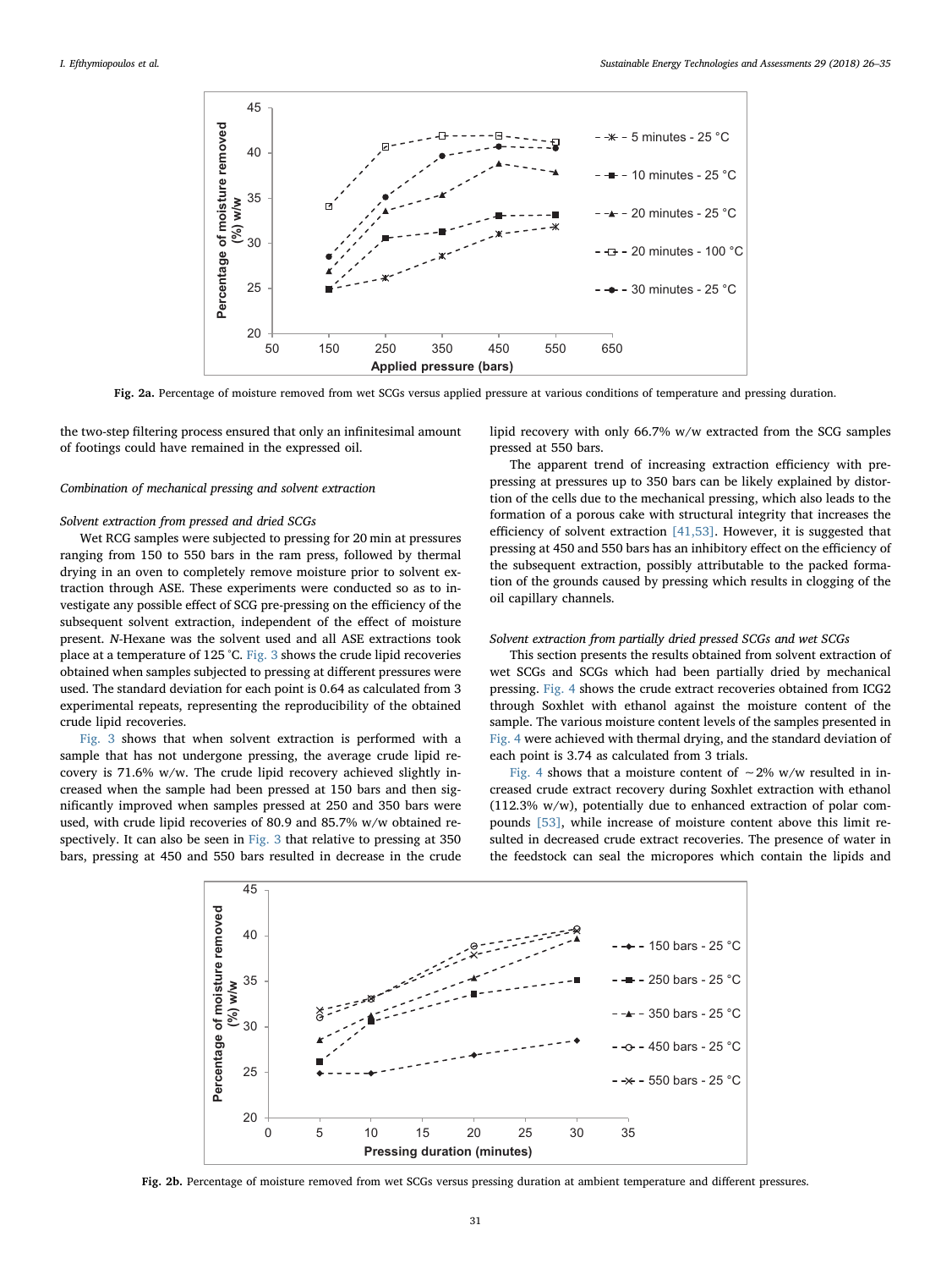Fig. 2a. Percentage of moisture removed from wet SCGs versus applied pressure at various conditions of temperature and pressing duration.

the two-step filtering process ensured that only an infinitesimal amount of footings could have remained in the expressed oil.

### *Combination of mechanical pressing and solvent extraction*

#### *Solvent extraction from pressed and dried SCGs*

Wet RCG samples were subjected to pressing for 20 min at pressures ranging from 150 to 550 bars in the ram press, followed by thermal drying in an oven to completely remove moisture prior to solvent extraction through ASE. These experiments were conducted so as to investigate any possible effect of SCG pre-pressing on the efficiency of the subsequent solvent extraction, independent of the effect of moisture present. *N*-Hexane was the solvent used and all ASE extractions took place at a temperature of 125 °C. Fig. 3 shows the crude lipid recoveries obtained when samples subjected to pressing at different pressures were used. The standard deviation for each point is 0.64 as calculated from 3 experimental repeats, representing the reproducibility of the obtained crude lipid recoveries.

Fig. 3 shows that when solvent extraction is performed with a sample that has not undergone pressing, the average crude lipid recovery is 71.6% w/w. The crude lipid recovery achieved slightly increased when the sample had been pressed at 150 bars and then significantly improved when samples pressed at 250 and 350 bars were used, with crude lipid recoveries of 80.9 and 85.7% w/w obtained respectively. It can also be seen in Fig. 3 that relative to pressing at 350 bars, pressing at 450 and 550 bars resulted in decrease in the crude lipid recovery with only 66.7% w/w extracted from the SCG samples pressed at 550 bars.

The apparent trend of increasing extraction efficiency with pre-pressing at pressures up to 350 bars can be likely explained by distortion of the cells due to the mechanical pressing, which also leads to the formation of a porous cake with structural integrity that increases the efficiency of solvent extraction [41,53]. However, it is suggested that pressing at 450 and 550 bars has an inhibitory effect on the efficiency of the subsequent extraction, possibly attributable to the packed formation of the grounds caused by pressing which results in clogging of the oil capillary channels.

#### *Solvent extraction from partially dried pressed SCGs and wet SCGs*

This section presents the results obtained from solvent extraction of wet SCGs and SCGs which had been partially dried by mechanical pressing. Fig. 4 shows the crude extract recoveries obtained from ICG2 through Soxhlet with ethanol against the moisture content of the sample. The various moisture content levels of the samples presented in Fig. 4 were achieved with thermal drying, and the standard deviation of each point is 3.74 as calculated from 3 trials.

Fig. 4 shows that a moisture content of ~2% w/w resulted in increased crude extract recovery during Soxhlet extraction with ethanol (112.3% w/w), potentially due to enhanced extraction of polar compounds [53], while increase of moisture content above this limit resulted in decreased crude extract recoveries. The presence of water in the feedstock can seal the micropores which contain the lipids and

Fig. 2b. Percentage of moisture removed from wet SCGs versus pressing duration at ambient temperature and different pressures.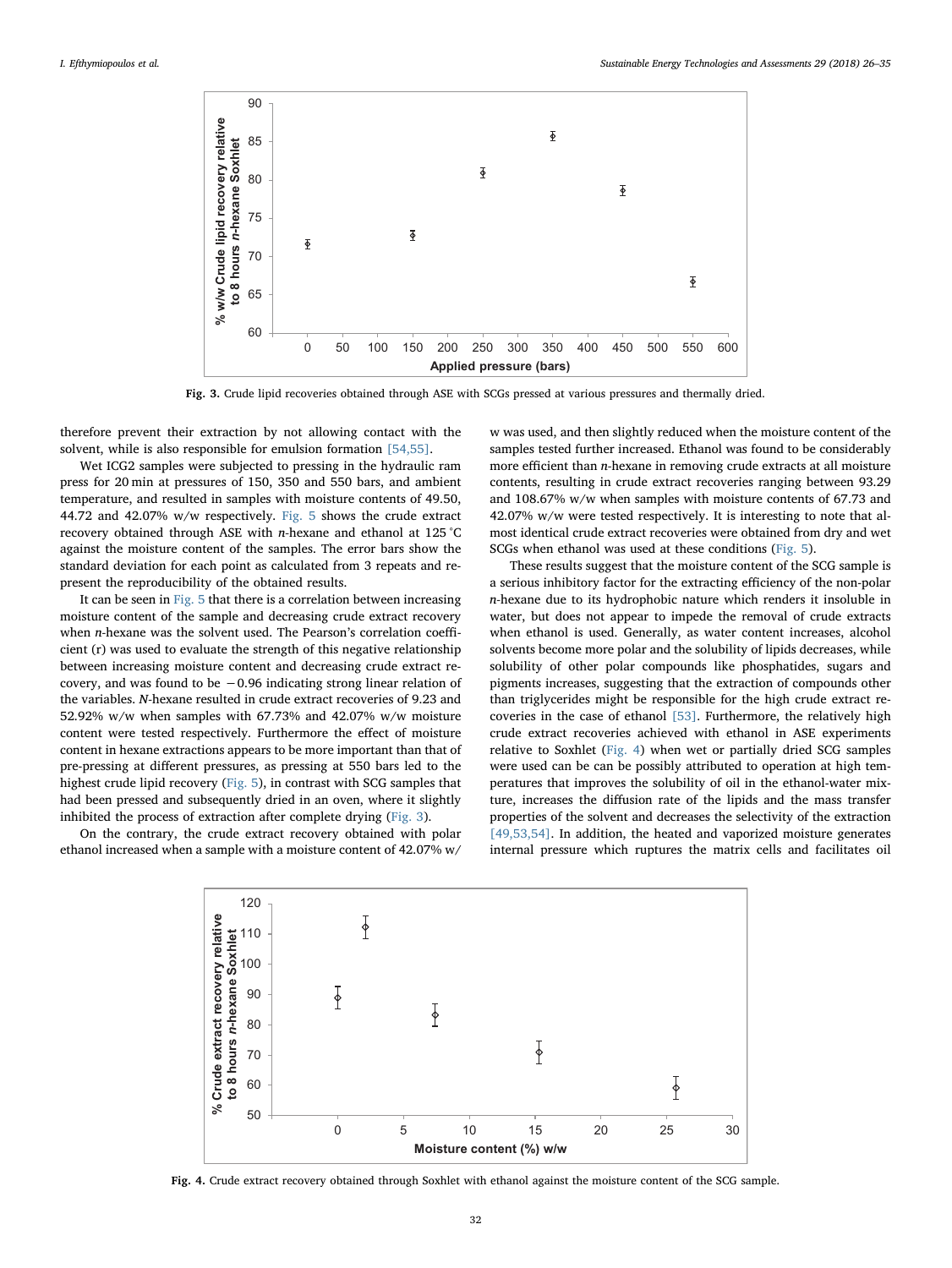Fig. 3. Crude lipid recoveries obtained through ASE with SCGs pressed at various pressures and thermally dried.

therefore prevent their extraction by not allowing contact with the solvent, while is also responsible for emulsion formation [54,55].

Wet ICG2 samples were subjected to pressing in the hydraulic ram press for 20 min at pressures of 150, 350 and 550 bars, and ambient temperature, and resulted in samples with moisture contents of 49.50, 44.72 and 42.07% w/w respectively. Fig. 5 shows the crude extract recovery obtained through ASE with *n*-hexane and ethanol at 125 °C against the moisture content of the samples. The error bars show the standard deviation for each point as calculated from 3 repeats and represent the reproducibility of the obtained results.

It can be seen in Fig. 5 that there is a correlation between increasing moisture content of the sample and decreasing crude extract recovery when *n*-hexane was the solvent used. The Pearson's correlation coefficient (r) was used to evaluate the strength of this negative relationship between increasing moisture content and decreasing crude extract recovery, and was found to be −0.96 indicating strong linear relation of the variables. *N*-hexane resulted in crude extract recoveries of 9.23 and 52.92% w/w when samples with 67.73% and 42.07% w/w moisture content were tested respectively. Furthermore the effect of moisture content in hexane extractions appears to be more important than that of pre-pressing at different pressures, as pressing at 550 bars led to the highest crude lipid recovery (Fig. 5), in contrast with SCG samples that had been pressed and subsequently dried in an oven, where it slightly inhibited the process of extraction after complete drying (Fig. 3).

On the contrary, the crude extract recovery obtained with polar ethanol increased when a sample with a moisture content of 42.07% w/w was used, and then slightly reduced when the moisture content of the samples tested further increased. Ethanol was found to be considerably more efficient than *n*-hexane in removing crude extracts at all moisture contents, resulting in crude extract recoveries ranging between 93.29 and 108.67% w/w when samples with moisture contents of 67.73 and 42.07% w/w were tested respectively. It is interesting to note that almost identical crude extract recoveries were obtained from dry and wet SCGs when ethanol was used at these conditions (Fig. 5).

These results suggest that the moisture content of the SCG sample is a serious inhibitory factor for the extracting efficiency of the non-polar *n*-hexane due to its hydrophobic nature which renders it insoluble in water, but does not appear to impede the removal of crude extracts when ethanol is used. Generally, as water content increases, alcohol solvents become more polar and the solubility of lipids decreases, while solubility of other polar compounds like phosphatides, sugars and pigments increases, suggesting that the extraction of compounds other than triglycerides might be responsible for the high crude extract recoveries in the case of ethanol [53]. Furthermore, the relatively high crude extract recoveries achieved with ethanol in ASE experiments relative to Soxhlet (Fig. 4) when wet or partially dried SCG samples were used can be can be possibly attributed to operation at high temperatures that improves the solubility of oil in the ethanol-water mixture, increases the diffusion rate of the lipids and the mass transfer properties of the solvent and decreases the selectivity of the extraction [49,53,54]. In addition, the heated and vaporized moisture generates internal pressure which ruptures the matrix cells and facilitates oil

Fig. 4. Crude extract recovery obtained through Soxhlet with ethanol against the moisture content of the SCG sample.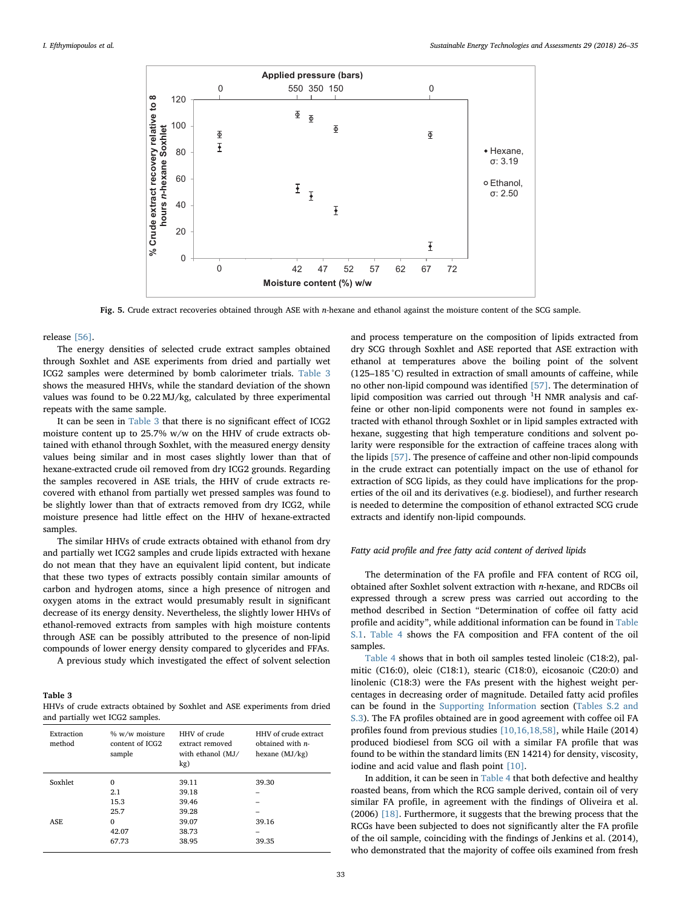Fig. 5. Crude extract recoveries obtained through ASE with *n*-hexane and ethanol against the moisture content of the SCG sample.

release [56].

The energy densities of selected crude extract samples obtained through Soxhlet and ASE experiments from dried and partially wet ICG2 samples were determined by bomb calorimeter trials. Table 3 shows the measured HHVs, while the standard deviation of the shown values was found to be 0.22 MJ/kg, calculated by three experimental repeats with the same sample.

It can be seen in Table 3 that there is no significant effect of ICG2 moisture content up to 25.7% w/w on the HHV of crude extracts obtained with ethanol through Soxhlet, with the measured energy density values being similar and in most cases slightly lower than that of hexane-extracted crude oil removed from dry ICG2 grounds. Regarding the samples recovered in ASE trials, the HHV of crude extracts recovered with ethanol from partially wet pressed samples was found to be slightly lower than that of extracts removed from dry ICG2, while moisture presence had little effect on the HHV of hexane-extracted samples.

The similar HHVs of crude extracts obtained with ethanol from dry and partially wet ICG2 samples and crude lipids extracted with hexane do not mean that they have an equivalent lipid content, but indicate that these two types of extracts possibly contain similar amounts of carbon and hydrogen atoms, since a high presence of nitrogen and oxygen atoms in the extract would presumably result in significant decrease of its energy density. Nevertheless, the slightly lower HHVs of ethanol-removed extracts from samples with high moisture contents through ASE can be possibly attributed to the presence of non-lipid compounds of lower energy density compared to glycerides and FFAs.

A previous study which investigated the effect of solvent selection and process temperature on the composition of lipids extracted from dry SCG through Soxhlet and ASE reported that ASE extraction with ethanol at temperatures above the boiling point of the solvent (125–185 °C) resulted in extraction of small amounts of caffeine, while no other non-lipid compound was identified [57]. The determination of lipid composition was carried out through $^{1}H$ NMR analysis and caffeine or other non-lipid components were not found in samples extracted with ethanol through Soxhlet or in lipid samples extracted with hexane, suggesting that high temperature conditions and solvent polarity were responsible for the extraction of caffeine traces along with the lipids [57]. The presence of caffeine and other non-lipid compounds in the crude extract can potentially impact on the use of ethanol for extraction of SCG lipids, as they could have implications for the properties of the oil and its derivatives (e.g. biodiesel), and further research is needed to determine the composition of ethanol extracted SCG crude extracts and identify non-lipid compounds.

**Table 3**
HHVs of crude extracts obtained by Soxhlet and ASE experiments from dried and partially wet ICG2 samples.

| Extraction method | % w/w moisture content of ICG2 sample | HHV of crude extract removed with ethanol (MJ/kg) | HHV of crude extract obtained with *n*-hexane (MJ/kg) |
|---|---|---|---|
| Soxhlet | 0 | 39.11 | 39.30 |
| | 2.1 | 39.18 | – |
| | 15.3 | 39.46 | – |
| | 25.7 | 39.28 | – |
| ASE | 0 | 39.07 | 39.16 |
| | 42.07 | 38.73 | – |
| | 67.73 | 38.95 | 39.35 |

### Fatty acid profile and free fatty acid content of derived lipids

The determination of the FA profile and FFA content of RCG oil, obtained after Soxhlet solvent extraction with *n*-hexane, and RDCBs oil expressed through a screw press was carried out according to the method described in Section "Determination of coffee oil fatty acid profile and acidity", while additional information can be found in Table S.1. Table 4 shows the FA composition and FFA content of the oil samples.

Table 4 shows that in both oil samples tested linoleic (C18:2), palmitic (C16:0), oleic (C18:1), stearic (C18:0), eicosanoic (C20:0) and linolenic (C18:3) were the FAs present with the highest weight percentages in decreasing order of magnitude. Detailed fatty acid profiles can be found in the Supporting Information section (Tables S.2 and S.3). The FA profiles obtained are in good agreement with coffee oil FA profiles found from previous studies [10,16,18,58], while Haile (2014) produced biodiesel from SCG oil with a similar FA profile that was found to be within the standard limits (EN 14214) for density, viscosity, iodine and acid value and flash point [10].

In addition, it can be seen in Table 4 that both defective and healthy roasted beans, from which the RCG sample derived, contain oil of very similar FA profile, in agreement with the findings of Oliveira et al. (2006) [18]. Furthermore, it suggests that the brewing process that the RCGs have been subjected to does not significantly alter the FA profile of the oil sample, coinciding with the findings of Jenkins et al. (2014), who demonstrated that the majority of coffee oils examined from fresh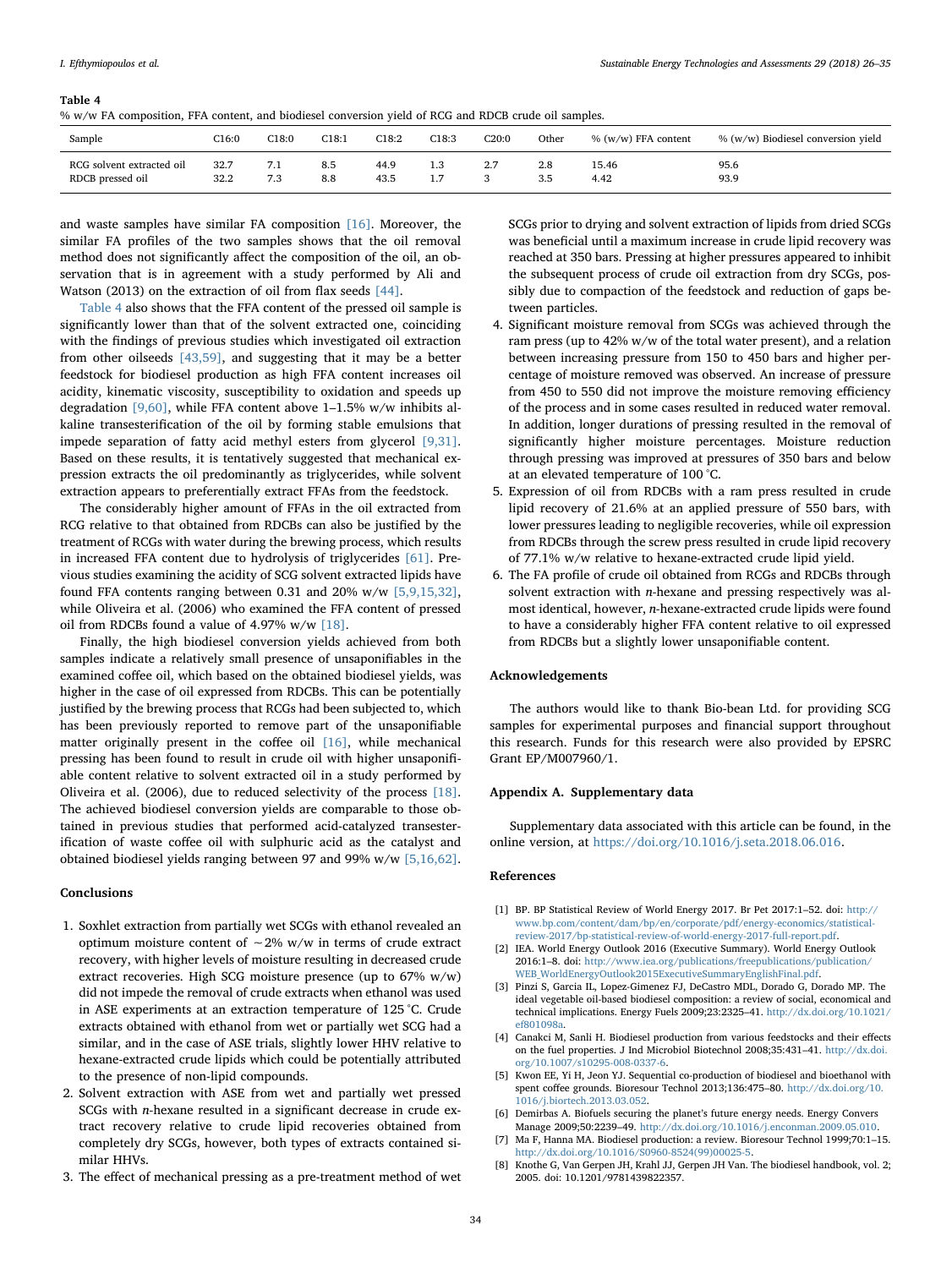**Table 4**
% w/w FA composition, FFA content, and biodiesel conversion yield of RCG and RDCB crude oil samples.

| Sample | C16:0 | C18:0 | C18:1 | C18:2 | C18:3 | C20:0 | Other | % (w/w) FFA content | % (w/w) Biodiesel conversion yield |
|---|---|---|---|---|---|---|---|---|---|
| RCG solvent extracted oil | 32.7 | 7.1 | 8.5 | 44.9 | 1.3 | 2.7 | 2.8 | 15.46 | 95.6 |
| RDCB pressed oil | 32.2 | 7.3 | 8.8 | 43.5 | 1.7 | 3 | 3.5 | 4.42 | 93.9 |

and waste samples have similar FA composition [16]. Moreover, the similar FA profiles of the two samples shows that the oil removal method does not significantly affect the composition of the oil, an observation that is in agreement with a study performed by Ali and Watson (2013) on the extraction of oil from flax seeds [44].

Table 4 also shows that the FFA content of the pressed oil sample is significantly lower than that of the solvent extracted one, coinciding with the findings of previous studies which investigated oil extraction from other oilseeds [43,59], and suggesting that it may be a better feedstock for biodiesel production as high FFA content increases oil acidity, kinematic viscosity, susceptibility to oxidation and speeds up degradation [9,60], while FFA content above 1–1.5% w/w inhibits alkaline transesterification of the oil by forming stable emulsions that impede separation of fatty acid methyl esters from glycerol [9,31]. Based on these results, it is tentatively suggested that mechanical expression extracts the oil predominantly as triglycerides, while solvent extraction appears to preferentially extract FFAs from the feedstock.

The considerably higher amount of FFAs in the oil extracted from RCG relative to that obtained from RDCBs can also be justified by the treatment of RCGs with water during the brewing process, which results in increased FFA content due to hydrolysis of triglycerides [61]. Previous studies examining the acidity of SCG solvent extracted lipids have found FFA contents ranging between 0.31 and 20% w/w [5,9,15,32], while Oliveira et al. (2006) who examined the FFA content of pressed oil from RDCBs found a value of 4.97% w/w [18].

Finally, the high biodiesel conversion yields achieved from both samples indicate a relatively small presence of unsaponifiables in the examined coffee oil, which based on the obtained biodiesel yields, was higher in the case of oil expressed from RDCBs. This can be potentially justified by the brewing process that RCGs had been subjected to, which has been previously reported to remove part of the unsaponifiable matter originally present in the coffee oil [16], while mechanical pressing has been found to result in crude oil with higher unsaponifiable content relative to solvent extracted oil in a study performed by Oliveira et al. (2006), due to reduced selectivity of the process [18]. The achieved biodiesel conversion yields are comparable to those obtained in previous studies that performed acid-catalyzed transesterification of waste coffee oil with sulphuric acid as the catalyst and obtained biodiesel yields ranging between 97 and 99% w/w [5,16,62].

## Conclusions

1. Soxhlet extraction from partially wet SCGs with ethanol revealed an optimum moisture content of ~2% w/w in terms of crude extract recovery, with higher levels of moisture resulting in decreased crude extract recoveries. High SCG moisture presence (up to 67% w/w) did not impede the removal of crude extracts when ethanol was used in ASE experiments at an extraction temperature of 125 °C. Crude extracts obtained with ethanol from wet or partially wet SCG had a similar, and in the case of ASE trials, slightly lower HHV relative to hexane-extracted crude lipids which could be potentially attributed to the presence of non-lipid compounds.
2. Solvent extraction with ASE from wet and partially wet pressed SCGs with *n*-hexane resulted in a significant decrease in crude extract recovery relative to crude lipid recoveries obtained from completely dry SCGs, however, both types of extracts contained similar HHVs.
3. The effect of mechanical pressing as a pre-treatment method of wet SCGs prior to drying and solvent extraction of lipids from dried SCGs was beneficial until a maximum increase in crude lipid recovery was reached at 350 bars. Pressing at higher pressures appeared to inhibit the subsequent process of crude oil extraction from dry SCGs, possibly due to compaction of the feedstock and reduction of gaps between particles.
4. Significant moisture removal from SCGs was achieved through the ram press (up to 42% w/w of the total water present), and a relation between increasing pressure from 150 to 450 bars and higher percentage of moisture removed was observed. An increase of pressure from 450 to 550 did not improve the moisture removing efficiency of the process and in some cases resulted in reduced water removal. In addition, longer durations of pressing resulted in the removal of significantly higher moisture percentages. Moisture reduction through pressing was improved at pressures of 350 bars and below at an elevated temperature of 100 °C.
5. Expression of oil from RDCBs with a ram press resulted in crude lipid recovery of 21.6% at an applied pressure of 550 bars, with lower pressures leading to negligible recoveries, while oil expression from RDCBs through the screw press resulted in crude lipid recovery of 77.1% w/w relative to hexane-extracted crude lipid yield.
6. The FA profile of crude oil obtained from RCGs and RDCBs through solvent extraction with *n*-hexane and pressing respectively was almost identical, however, *n*-hexane-extracted crude lipids were found to have a considerably higher FFA content relative to oil expressed from RDCBs but a slightly lower unsaponifiable content.

## Acknowledgements

The authors would like to thank Bio-bean Ltd. for providing SCG samples for experimental purposes and financial support throughout this research. Funds for this research were also provided by EPSRC Grant EP/M007960/1.

## Appendix A. Supplementary data

Supplementary data associated with this article can be found, in the online version, at https://doi.org/10.1016/j.seta.2018.06.016.

## References

[1] BP. BP Statistical Review of World Energy 2017. Br Pet 2017:1–52. doi: http://www.bp.com/content/dam/bp/en/corporate/pdf/energy-economics/statistical-review-2017/bp-statistical-review-of-world-energy-2017-full-report.pdf.

[2] IEA. World Energy Outlook 2016 (Executive Summary). World Energy Outlook 2016:1–8. doi: http://www.iea.org/publications/freepublications/publication/WEB_WorldEnergyOutlook2015ExecutiveSummaryEnglishFinal.pdf.

[3] Pinzi S, Garcia IL, Lopez-Gimenez FJ, DeCastro MDL, Dorado G, Dorado MP. The ideal vegetable oil-based biodiesel composition: a review of social, economical and technical implications. Energy Fuels 2009;23:2325–41. http://dx.doi.org/10.1021/ef801098a.

[4] Canakci M, Sanli H. Biodiesel production from various feedstocks and their effects on the fuel properties. J Ind Microbiol Biotechnol 2008;35:431–41. http://dx.doi.org/10.1007/s10295-008-0337-6.

[5] Kwon EE, Yi H, Jeon YJ. Sequential co-production of biodiesel and bioethanol with spent coffee grounds. Bioresour Technol 2013;136:475–80. http://dx.doi.org/10.1016/j.biortech.2013.03.052.

[6] Demirbas A. Biofuels securing the planet's future energy needs. Energy Convers Manage 2009;50:2239–49. http://dx.doi.org/10.1016/j.enconman.2009.05.010.

[7] Ma F, Hanna MA. Biodiesel production: a review. Bioresour Technol 1999;70:1–15. http://dx.doi.org/10.1016/S0960-8524(99)00025-5.

[8] Knothe G, Van Gerpen JH, Krahl JJ, Gerpen JH Van. The biodiesel handbook, vol. 2; 2005. doi: 10.1201/9781439822357.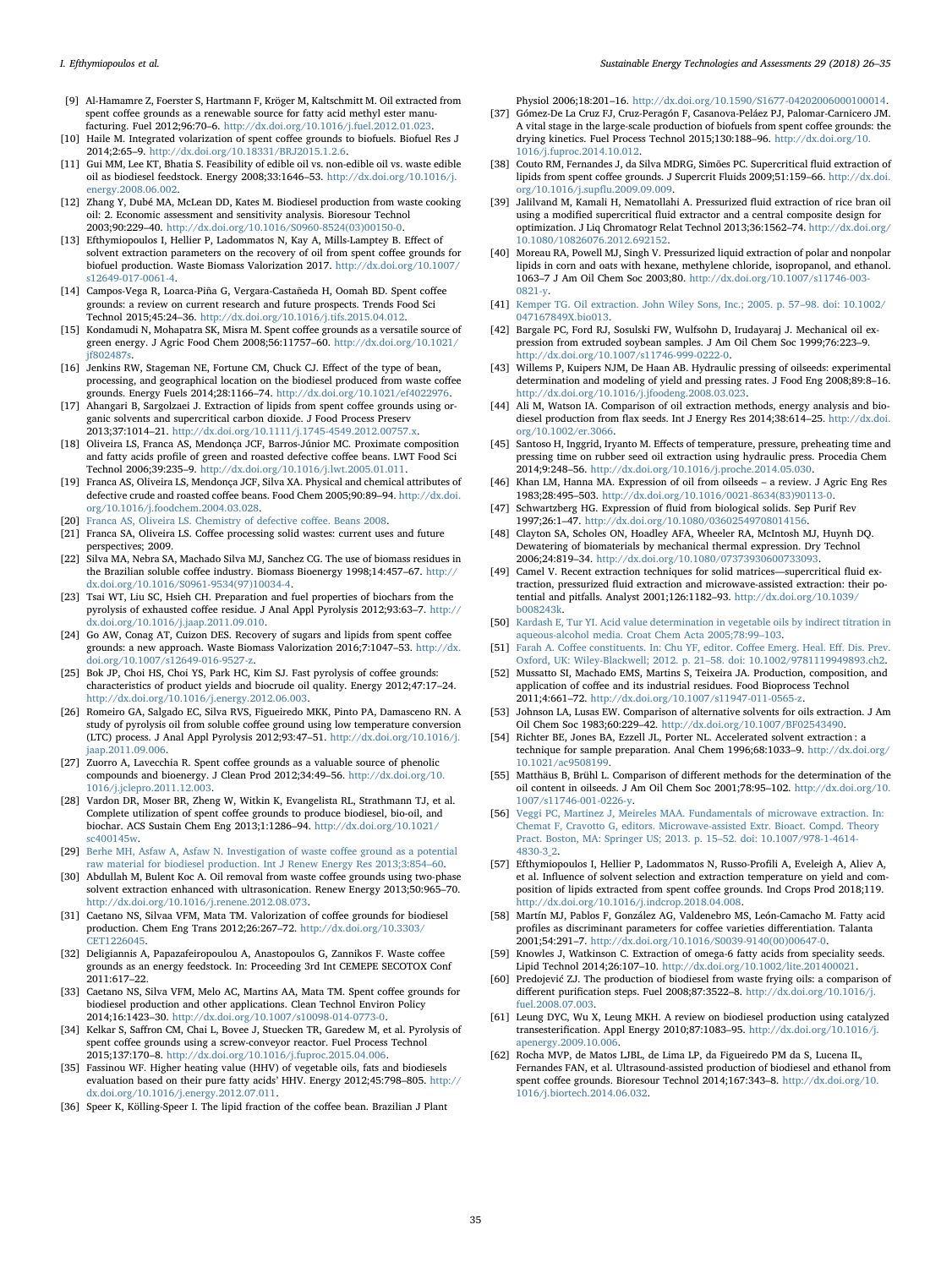[9] Al-Hamamre Z, Foerster S, Hartmann F, Kröger M, Kaltschmitt M. Oil extracted from spent coffee grounds as a renewable source for fatty acid methyl ester manufacturing. Fuel 2012;96:70–6. http://dx.doi.org/10.1016/j.fuel.2012.01.023.

[10] Haile M. Integrated volarization of spent coffee grounds to biofuels. Biofuel Res J 2014;2:65–9. http://dx.doi.org/10.18331/BRJ2015.1.2.6.

[11] Gui MM, Lee KT, Bhatia S. Feasibility of edible oil vs. non-edible oil vs. waste edible oil as biodiesel feedstock. Energy 2008;33:1646–53. http://dx.doi.org/10.1016/j.energy.2008.06.002.

[12] Zhang Y, Dubé MA, McLean DD, Kates M. Biodiesel production from waste cooking oil: 2. Economic assessment and sensitivity analysis. Bioresour Technol 2003;90:229–40. http://dx.doi.org/10.1016/S0960-8524(03)00150-0.

[13] Efthymiopoulos I, Hellier P, Ladommatos N, Kay A, Mills-Lamptey B. Effect of solvent extraction parameters on the recovery of oil from spent coffee grounds for biofuel production. Waste Biomass Valorization 2017. http://dx.doi.org/10.1007/s12649-017-0061-4.

[14] Campos-Vega R, Loarca-Piña G, Vergara-Castañeda H, Oomah BD. Spent coffee grounds: a review on current research and future prospects. Trends Food Sci Technol 2015;45:24–36. http://dx.doi.org/10.1016/j.tifs.2015.04.012.

[15] Kondamudi N, Mohapatra SK, Misra M. Spent coffee grounds as a versatile source of green energy. J Agric Food Chem 2008;56:11757–60. http://dx.doi.org/10.1021/jf802487s.

[16] Jenkins RW, Stageman NE, Fortune CM, Chuck CJ. Effect of the type of bean, processing, and geographical location on the biodiesel produced from waste coffee grounds. Energy Fuels 2014;28:1166–74. http://dx.doi.org/10.1021/ef4022976.

[17] Ahangari B, Sargolzaei J. Extraction of lipids from spent coffee grounds using organic solvents and supercritical carbon dioxide. J Food Process Preserv 2013;37:1014–21. http://dx.doi.org/10.1111/j.1745-4549.2012.00757.x.

[18] Oliveira LS, Franca AS, Mendonça JCF, Barros-Júnior MC. Proximate composition and fatty acids profile of green and roasted defective coffee beans. LWT Food Sci Technol 2006;39:235–9. http://dx.doi.org/10.1016/j.lwt.2005.01.011.

[19] Franca AS, Oliveira LS, Mendonça JCF, Silva XA. Physical and chemical attributes of defective crude and roasted coffee beans. Food Chem 2005;90:89–94. http://dx.doi.org/10.1016/j.foodchem.2004.03.028.

[20] Franca AS, Oliveira LS. Chemistry of defective coffee. Beans 2008.

[21] Franca SA, Oliveira LS. Coffee processing solid wastes: current uses and future perspectives; 2009.

[22] Silva MA, Nebra SA, Machado Silva MJ, Sanchez CG. The use of biomass residues in the Brazilian soluble coffee industry. Biomass Bioenergy 1998;14:457–67. http://dx.doi.org/10.1016/S0961-9534(97)10034-4.

[23] Tsai WT, Liu SC, Hsieh CH. Preparation and fuel properties of biochars from the pyrolysis of exhausted coffee residue. J Anal Appl Pyrolysis 2012;93:63–7. http://dx.doi.org/10.1016/j.jaap.2011.09.010.

[24] Go AW, Conag AT, Cuizon DES. Recovery of sugars and lipids from spent coffee grounds: a new approach. Waste Biomass Valorization 2016;7:1047–53. http://dx.doi.org/10.1007/s12649-016-9527-z.

[25] Bok JP, Choi HS, Choi YS, Park HC, Kim SJ. Fast pyrolysis of coffee grounds: characteristics of product yields and biocrude oil quality. Energy 2012;47:17–24. http://dx.doi.org/10.1016/j.energy.2012.06.003.

[26] Romeiro GA, Salgado EC, Silva RVS, Figueiredo MKK, Pinto PA, Damasceno RN. A study of pyrolysis oil from soluble coffee ground using low temperature conversion (LTC) process. J Anal Appl Pyrolysis 2012;93:47–51. http://dx.doi.org/10.1016/j.jaap.2011.09.006.

[27] Zuorro A, Lavecchia R. Spent coffee grounds as a valuable source of phenolic compounds and bioenergy. J Clean Prod 2012;34:49–56. http://dx.doi.org/10.1016/j.jclepro.2011.12.003.

[28] Vardon DR, Moser BR, Zheng W, Witkin K, Evangelista RL, Strathmann TJ, et al. Complete utilization of spent coffee grounds to produce biodiesel, bio-oil, and biochar. ACS Sustain Chem Eng 2013;1:1286–94. http://dx.doi.org/10.1021/sc400145w.

[29] Berhe MH, Asfaw A, Asfaw N. Investigation of waste coffee ground as a potential raw material for biodiesel production. Int J Renew Energy Res 2013;3:854–60.

[30] Abdullah M, Bulent Koc A. Oil removal from waste coffee grounds using two-phase solvent extraction enhanced with ultrasonication. Renew Energy 2013;50:965–70. http://dx.doi.org/10.1016/j.renene.2012.08.073.

[31] Caetano NS, Silvaa VFM, Mata TM. Valorization of coffee grounds for biodiesel production. Chem Eng Trans 2012;26:267–72. http://dx.doi.org/10.3303/CET1226045.

[32] Deligiannis A, Papazafeiropoulou A, Anastopoulos G, Zannikos F. Waste coffee grounds as an energy feedstock. In: Proceeding 3rd Int CEMEPE SECOTOX Conf 2011:617–22.

[33] Caetano NS, Silva VFM, Melo AC, Martins AA, Mata TM. Spent coffee grounds for biodiesel production and other applications. Clean Technol Environ Policy 2014;16:1423–30. http://dx.doi.org/10.1007/s10098-014-0773-0.

[34] Kelkar S, Saffron CM, Chai L, Bovee J, Stuecken TR, Garedew M, et al. Pyrolysis of spent coffee grounds using a screw-conveyor reactor. Fuel Process Technol 2015;137:170–8. http://dx.doi.org/10.1016/j.fuproc.2015.04.006.

[35] Fassinou WF. Higher heating value (HHV) of vegetable oils, fats and biodiesels evaluation based on their pure fatty acids' HHV. Energy 2012;45:798–805. http://dx.doi.org/10.1016/j.energy.2012.07.011.

[36] Speer K, Kölling-Speer I. The lipid fraction of the coffee bean. Brazilian J Plant Physiol 2006;18:201–16. http://dx.doi.org/10.1590/S1677-04202006000100014.

[37] Gómez-De La Cruz FJ, Cruz-Peragón F, Casanova-Peláez PJ, Palomar-Carnicero JM. A vital stage in the large-scale production of biofuels from spent coffee grounds: the drying kinetics. Fuel Process Technol 2015;130:188–96. http://dx.doi.org/10.1016/j.fuproc.2014.10.012.

[38] Couto RM, Fernandes J, da Silva MDRG, Simões PC. Supercritical fluid extraction of lipids from spent coffee grounds. J Supercrit Fluids 2009;51:159–66. http://dx.doi.org/10.1016/j.supflu.2009.09.009.

[39] Jalilvand M, Kamali H, Nematollahi A. Pressurized fluid extraction of rice bran oil using a modified supercritical fluid extractor and a central composite design for optimization. J Liq Chromatogr Relat Technol 2013;36:1562–74. http://dx.doi.org/10.1080/10826076.2012.692152.

[40] Moreau RA, Powell MJ, Singh V. Pressurized liquid extraction of polar and nonpolar lipids in corn and oats with hexane, methylene chloride, isopropanol, and ethanol. 1063–7 J Am Oil Chem Soc 2003;80. http://dx.doi.org/10.1007/s11746-003-0821-y.

[41] Kemper TG. Oil extraction. John Wiley Sons, Inc.; 2005. p. 57–98. doi: 10.1002/047167849X.bio013.

[42] Bargale PC, Ford RJ, Sosulski FW, Wulfsohn D, Irudayaraj J. Mechanical oil expression from extruded soybean samples. J Am Oil Chem Soc 1999;76:223–9. http://dx.doi.org/10.1007/s11746-999-0222-0.

[43] Willems P, Kuipers NJM, De Haan AB. Hydraulic pressing of oilseeds: experimental determination and modeling of yield and pressing rates. J Food Eng 2008;89:8–16. http://dx.doi.org/10.1016/j.jfoodeng.2008.03.023.

[44] Ali M, Watson IA. Comparison of oil extraction methods, energy analysis and biodiesel production from flax seeds. Int J Energy Res 2014;38:614–25. http://dx.doi.org/10.1002/er.3066.

[45] Santoso H, Inggrid, Iryanto M. Effects of temperature, pressure, preheating time and pressing time on rubber seed oil extraction using hydraulic press. Procedia Chem 2014;9:248–56. http://dx.doi.org/10.1016/j.proche.2014.05.030.

[46] Khan LM, Hanna MA. Expression of oil from oilseeds – a review. J Agric Eng Res 1983;28:495–503. http://dx.doi.org/10.1016/0021-8634(83)90113-0.

[47] Schwartzberg HG. Expression of fluid from biological solids. Sep Purif Rev 1997;26:1–47. http://dx.doi.org/10.1080/03602549708014156.

[48] Clayton SA, Scholes ON, Hoadley AFA, Wheeler RA, McIntosh MJ, Huynh DQ. Dewatering of biomaterials by mechanical thermal expression. Dry Technol 2006;24:819–34. http://dx.doi.org/10.1080/07373930600733093.

[49] Camel V. Recent extraction techniques for solid matrices—supercritical fluid extraction, pressurized fluid extraction and microwave-assisted extraction: their potential and pitfalls. Analyst 2001;126:1182–93. http://dx.doi.org/10.1039/b008243k.

[50] Kardash E, Tur YI. Acid value determination in vegetable oils by indirect titration in aqueous-alcohol media. Croat Chem Acta 2005;78:99–103.

[51] Farah A. Coffee constituents. In: Chu YF, editor. Coffee Emerg. Heal. Eff. Dis. Prev. Oxford, UK: Wiley-Blackwell; 2012. p. 21–58. doi: 10.1002/9781119949893.ch2.

[52] Mussatto SI, Machado EMS, Martins S, Teixeira JA. Production, composition, and application of coffee and its industrial residues. Food Bioprocess Technol 2011;4:661–72. http://dx.doi.org/10.1007/s11947-011-0565-z.

[53] Johnson LA, Lusas EW. Comparison of alternative solvents for oils extraction. J Am Oil Chem Soc 1983;60:229–42. http://dx.doi.org/10.1007/BF02543490.

[54] Richter BE, Jones BA, Ezzell JL, Porter NL. Accelerated solvent extraction: a technique for sample preparation. Anal Chem 1996;68:1033–9. http://dx.doi.org/10.1021/ac9508199.

[55] Matthäus B, Brühl L. Comparison of different methods for the determination of the oil content in oilseeds. J Am Oil Chem Soc 2001;78:95–102. http://dx.doi.org/10.1007/s11746-001-0226-y.

[56] Veggi PC, Martinez J, Meireles MAA. Fundamentals of microwave extraction. In: Chemat F, Cravotto G, editors. Microwave-assisted Extr. Bioact. Compd. Theory Pract. Boston, MA: Springer US; 2013. p. 15–52. doi: 10.1007/978-1-4614-4830-3_2.

[57] Efthymiopoulos I, Hellier P, Ladommatos N, Russo-Profili A, Eveleigh A, Aliev A, et al. Influence of solvent selection and extraction temperature on yield and composition of lipids extracted from spent coffee grounds. Ind Crops Prod 2018;119. http://dx.doi.org/10.1016/j.indcrop.2018.04.008.

[58] Martín MJ, Pablos F, González AG, Valdenebro MS, León-Camacho M. Fatty acid profiles as discriminant parameters for coffee varieties differentiation. Talanta 2001;54:291–7. http://dx.doi.org/10.1016/S0039-9140(00)00647-0.

[59] Knowles J, Watkinson C. Extraction of omega-6 fatty acids from speciality seeds. Lipid Technol 2014;26:107–10. http://dx.doi.org/10.1002/lite.201400021.

[60] Predojević ZJ. The production of biodiesel from waste frying oils: a comparison of different purification steps. Fuel 2008;87:3522–8. http://dx.doi.org/10.1016/j.fuel.2008.07.003.

[61] Leung DYC, Wu X, Leung MKH. A review on biodiesel production using catalyzed transesterification. Appl Energy 2010;87:1083–95. http://dx.doi.org/10.1016/j.apenergy.2009.10.006.

[62] Rocha MVP, de Matos LJBL, de Lima LP, da Figueiredo PM da S, Lucena IL, Fernandes FAN, et al. Ultrasound-assisted production of biodiesel and ethanol from spent coffee grounds. Bioresour Technol 2014;167:343–8. http://dx.doi.org/10.1016/j.biortech.2014.06.032.